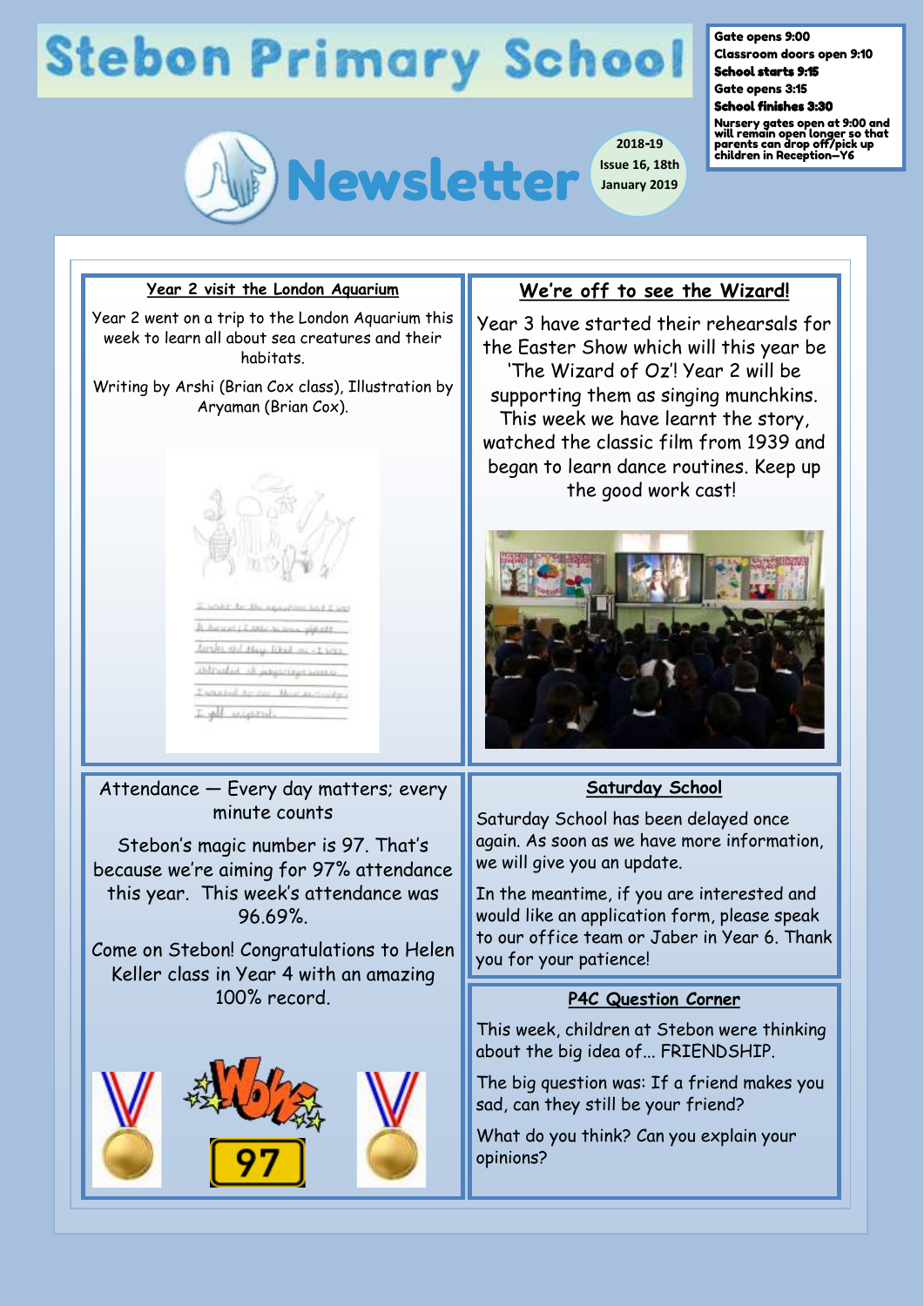# Stebon Primary School

**Gate opens 9:00**
**Classroom doors open 9:10**
**School starts 9:15**
**Gate opens 3:15**
**School finishes 3:30**
**Nursery gates open at 9:00 and will remain open longer so that parents can drop off/pick up children in Reception—Y6**

# Newsletter

2018-19
Issue 16, 18th January 2019

## Year 2 visit the London Aquarium

Year 2 went on a trip to the London Aquarium this week to learn all about sea creatures and their habitats.

Writing by Arshi (Brian Cox class), Illustration by Aryaman (Brian Cox).

## We're off to see the Wizard!

Year 3 have started their rehearsals for the Easter Show which will this year be 'The Wizard of Oz'! Year 2 will be supporting them as singing munchkins. This week we have learnt the story, watched the classic film from 1939 and began to learn dance routines. Keep up the good work cast!

## Attendance — Every day matters; every minute counts

Stebon's magic number is 97. That's because we're aiming for 97% attendance this year. This week's attendance was 96.69%.

Come on Stebon! Congratulations to Helen Keller class in Year 4 with an amazing 100% record.

Wow!

97

## Saturday School

Saturday School has been delayed once again. As soon as we have more information, we will give you an update.

In the meantime, if you are interested and would like an application form, please speak to our office team or Jaber in Year 6. Thank you for your patience!

## P4C Question Corner

This week, children at Stebon were thinking about the big idea of... FRIENDSHIP.

The big question was: If a friend makes you sad, can they still be your friend?

What do you think? Can you explain your opinions?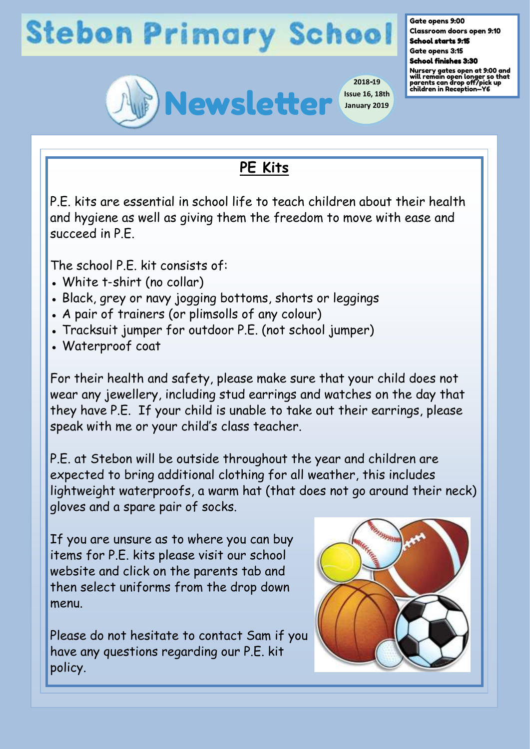# Stebon Primary School

Gate opens 9:00
Classroom doors open 9:10
**School starts 9:15**
Gate opens 3:15
**School finishes 3:30**
Nursery gates open at 9:00 and will remain open longer so that parents can drop off/pick up children in Reception—Y6

## Newsletter

2018-19
Issue 16, 18th January 2019

## PE Kits

P.E. kits are essential in school life to teach children about their health and hygiene as well as giving them the freedom to move with ease and succeed in P.E.

The school P.E. kit consists of:

- White t-shirt (no collar)
- Black, grey or navy jogging bottoms, shorts or leggings
- A pair of trainers (or plimsolls of any colour)
- Tracksuit jumper for outdoor P.E. (not school jumper)
- Waterproof coat

For their health and safety, please make sure that your child does not wear any jewellery, including stud earrings and watches on the day that they have P.E. If your child is unable to take out their earrings, please speak with me or your child's class teacher.

P.E. at Stebon will be outside throughout the year and children are expected to bring additional clothing for all weather, this includes lightweight waterproofs, a warm hat (that does not go around their neck) gloves and a spare pair of socks.

If you are unsure as to where you can buy items for P.E. kits please visit our school website and click on the parents tab and then select uniforms from the drop down menu.

Please do not hesitate to contact Sam if you have any questions regarding our P.E. kit policy.